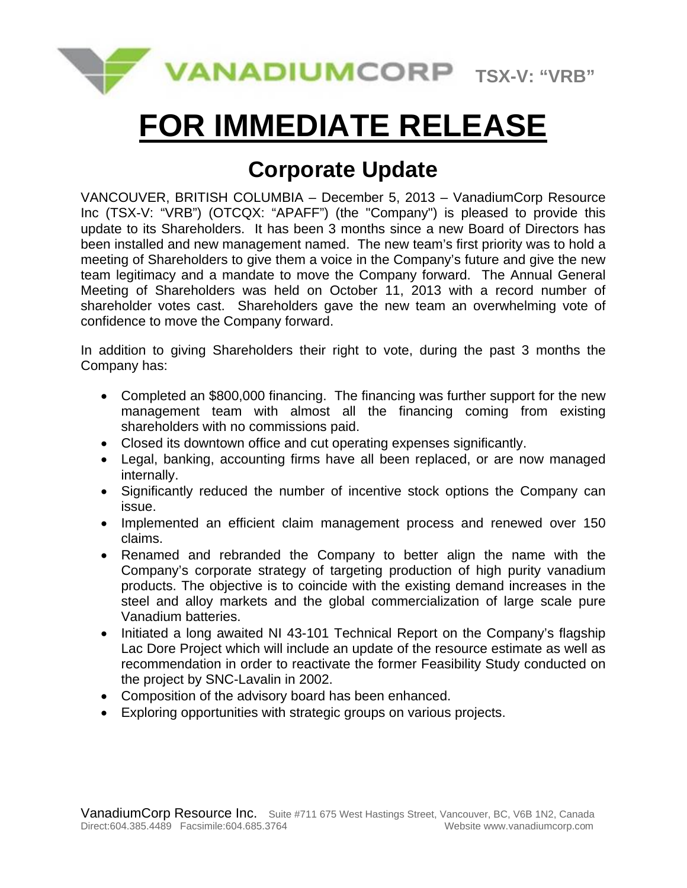VANADIUMCORP TSX-V: "VRB"

# FOR IMMEDIATE RELEASE

## Corporate Update

VANCOUVER, BRITISH COLUMBIA – December 5, 2013 – VanadiumCorp Resource Inc (TSX-V: "VRB") (OTCQX: "APAFF") (the "Company") is pleased to provide this update to its Shareholders. It has been 3 months since a new Board of Directors has been installed and new management named. The new team's first priority was to hold a meeting of Shareholders to give them a voice in the Company's future and give the new team legitimacy and a mandate to move the Company forward. The Annual General Meeting of Shareholders was held on October 11, 2013 with a record number of shareholder votes cast. Shareholders gave the new team an overwhelming vote of confidence to move the Company forward.

In addition to giving Shareholders their right to vote, during the past 3 months the Company has:

- Completed an $800,000 financing. The financing was further support for the new management team with almost all the financing coming from existing shareholders with no commissions paid.
- Closed its downtown office and cut operating expenses significantly.
- Legal, banking, accounting firms have all been replaced, or are now managed internally.
- Significantly reduced the number of incentive stock options the Company can issue.
- Implemented an efficient claim management process and renewed over 150 claims.
- Renamed and rebranded the Company to better align the name with the Company's corporate strategy of targeting production of high purity vanadium products. The objective is to coincide with the existing demand increases in the steel and alloy markets and the global commercialization of large scale pure Vanadium batteries.
- Initiated a long awaited NI 43-101 Technical Report on the Company's flagship Lac Dore Project which will include an update of the resource estimate as well as recommendation in order to reactivate the former Feasibility Study conducted on the project by SNC-Lavalin in 2002.
- Composition of the advisory board has been enhanced.
- Exploring opportunities with strategic groups on various projects.

VanadiumCorp Resource Inc. Suite #711 675 West Hastings Street, Vancouver, BC, V6B 1N2, Canada
Direct:604.385.4489 Facsimile:604.685.3764 Website www.vanadiumcorp.com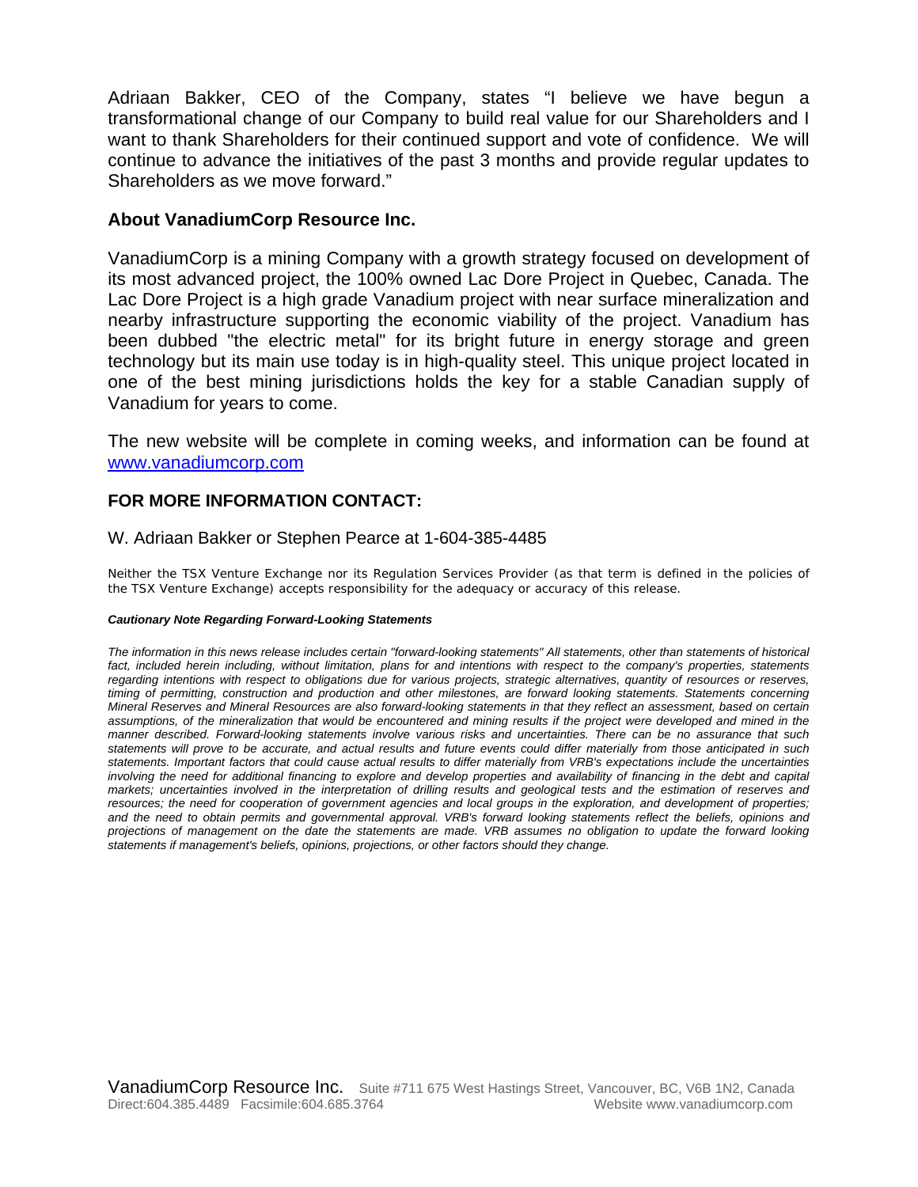Adriaan Bakker, CEO of the Company, states "I believe we have begun a transformational change of our Company to build real value for our Shareholders and I want to thank Shareholders for their continued support and vote of confidence. We will continue to advance the initiatives of the past 3 months and provide regular updates to Shareholders as we move forward."

## About VanadiumCorp Resource Inc.

VanadiumCorp is a mining Company with a growth strategy focused on development of its most advanced project, the 100% owned Lac Dore Project in Quebec, Canada. The Lac Dore Project is a high grade Vanadium project with near surface mineralization and nearby infrastructure supporting the economic viability of the project. Vanadium has been dubbed "the electric metal" for its bright future in energy storage and green technology but its main use today is in high-quality steel. This unique project located in one of the best mining jurisdictions holds the key for a stable Canadian supply of Vanadium for years to come.

The new website will be complete in coming weeks, and information can be found at www.vanadiumcorp.com

## FOR MORE INFORMATION CONTACT:

W. Adriaan Bakker or Stephen Pearce at 1-604-385-4485

Neither the TSX Venture Exchange nor its Regulation Services Provider (as that term is defined in the policies of the TSX Venture Exchange) accepts responsibility for the adequacy or accuracy of this release.

***Cautionary Note Regarding Forward-Looking Statements***

*The information in this news release includes certain "forward-looking statements" All statements, other than statements of historical fact, included herein including, without limitation, plans for and intentions with respect to the company's properties, statements regarding intentions with respect to obligations due for various projects, strategic alternatives, quantity of resources or reserves, timing of permitting, construction and production and other milestones, are forward looking statements. Statements concerning Mineral Reserves and Mineral Resources are also forward-looking statements in that they reflect an assessment, based on certain assumptions, of the mineralization that would be encountered and mining results if the project were developed and mined in the manner described. Forward-looking statements involve various risks and uncertainties. There can be no assurance that such statements will prove to be accurate, and actual results and future events could differ materially from those anticipated in such statements. Important factors that could cause actual results to differ materially from VRB's expectations include the uncertainties involving the need for additional financing to explore and develop properties and availability of financing in the debt and capital markets; uncertainties involved in the interpretation of drilling results and geological tests and the estimation of reserves and resources; the need for cooperation of government agencies and local groups in the exploration, and development of properties; and the need to obtain permits and governmental approval. VRB's forward looking statements reflect the beliefs, opinions and projections of management on the date the statements are made. VRB assumes no obligation to update the forward looking statements if management's beliefs, opinions, projections, or other factors should they change.*